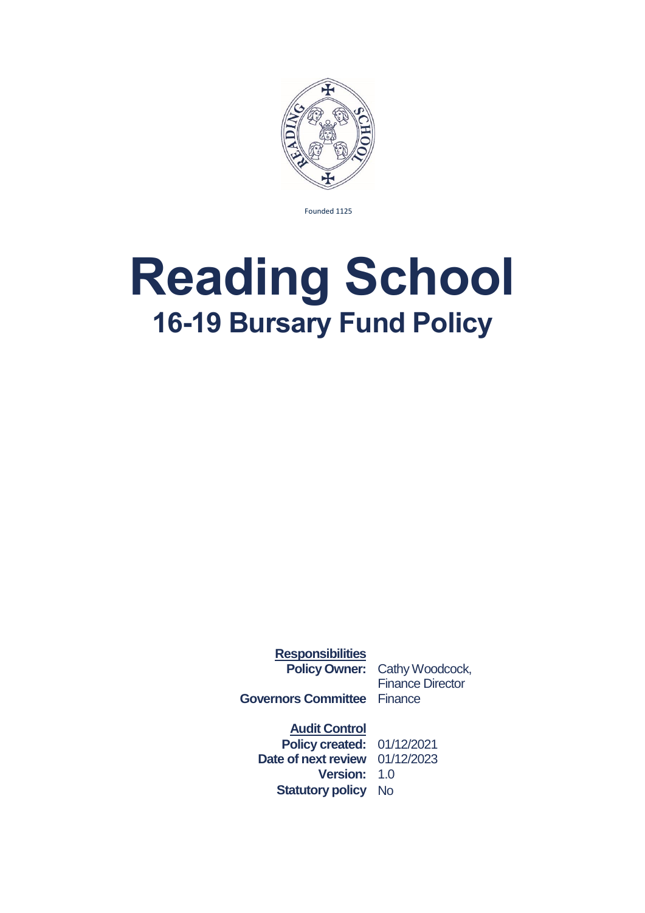Founded 1125

# Reading School

## 16-19 Bursary Fund Policy

**Responsibilities**

| | |
|---|---|
| **Policy Owner:** | Cathy Woodcock, Finance Director |
| **Governors Committee** | Finance |

**Audit Control**

| | |
|---|---|
| **Policy created:** | 01/12/2021 |
| **Date of next review** | 01/12/2023 |
| **Version:** | 1.0 |
| **Statutory policy** | No |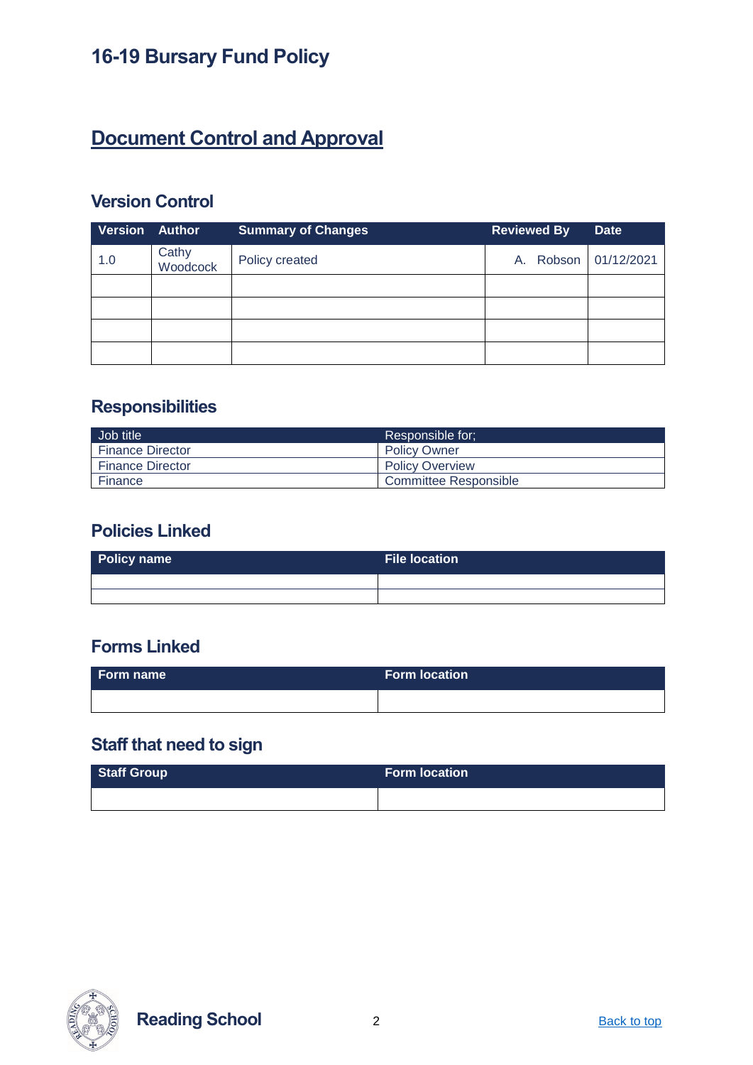# 16-19 Bursary Fund Policy

## Document Control and Approval

### Version Control

| Version | Author | Summary of Changes | Reviewed By | Date |
|---|---|---|---|---|
| 1.0 | Cathy Woodcock | Policy created | A. Robson | 01/12/2021 |
| | | | | |
| | | | | |
| | | | | |
| | | | | |

### Responsibilities

| Job title | Responsible for; |
|---|---|
| Finance Director | Policy Owner |
| Finance Director | Policy Overview |
| Finance | Committee Responsible |

### Policies Linked

| Policy name | File location |
|---|---|
| | |
| | |

### Forms Linked

| Form name | Form location |
|---|---|
| | |

### Staff that need to sign

| Staff Group | Form location |
|---|---|
| | |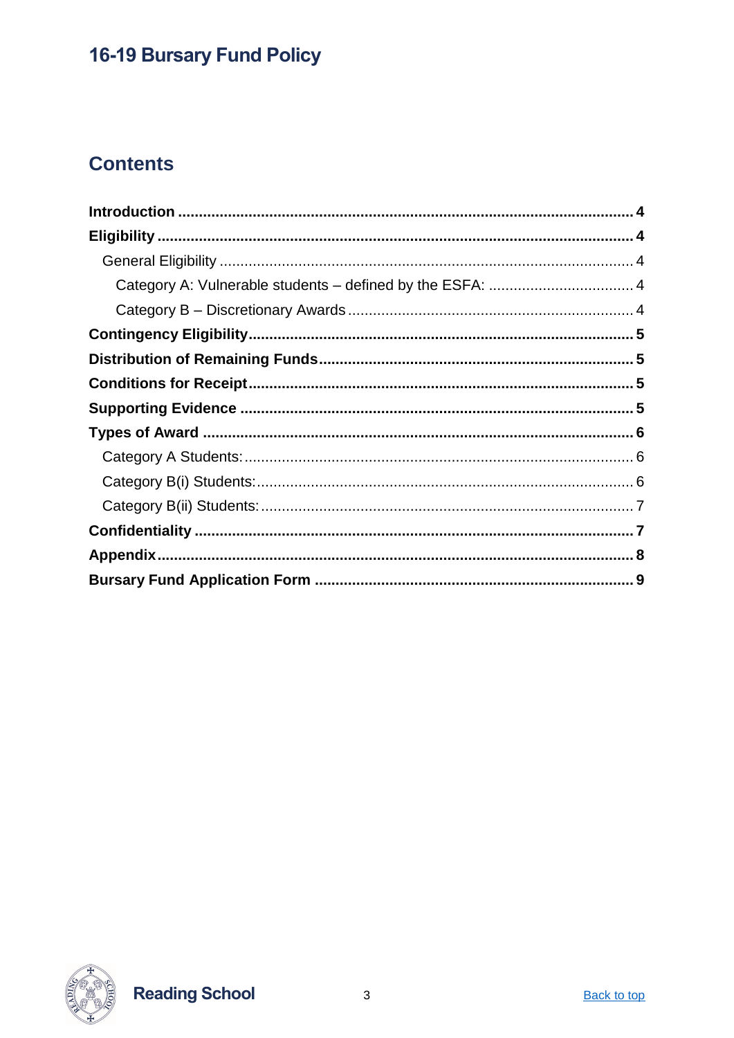# 16-19 Bursary Fund Policy

## Contents

**Introduction** ..... **4**

**Eligibility** ..... **4**

- General Eligibility ..... 4
  - Category A: Vulnerable students – defined by the ESFA: ..... 4
  - Category B – Discretionary Awards ..... 4

**Contingency Eligibility** ..... **5**

**Distribution of Remaining Funds** ..... **5**

**Conditions for Receipt** ..... **5**

**Supporting Evidence** ..... **5**

**Types of Award** ..... **6**

- Category A Students: ..... 6
- Category B(i) Students: ..... 6
- Category B(ii) Students: ..... 7

**Confidentiality** ..... **7**

**Appendix** ..... **8**

**Bursary Fund Application Form** ..... **9**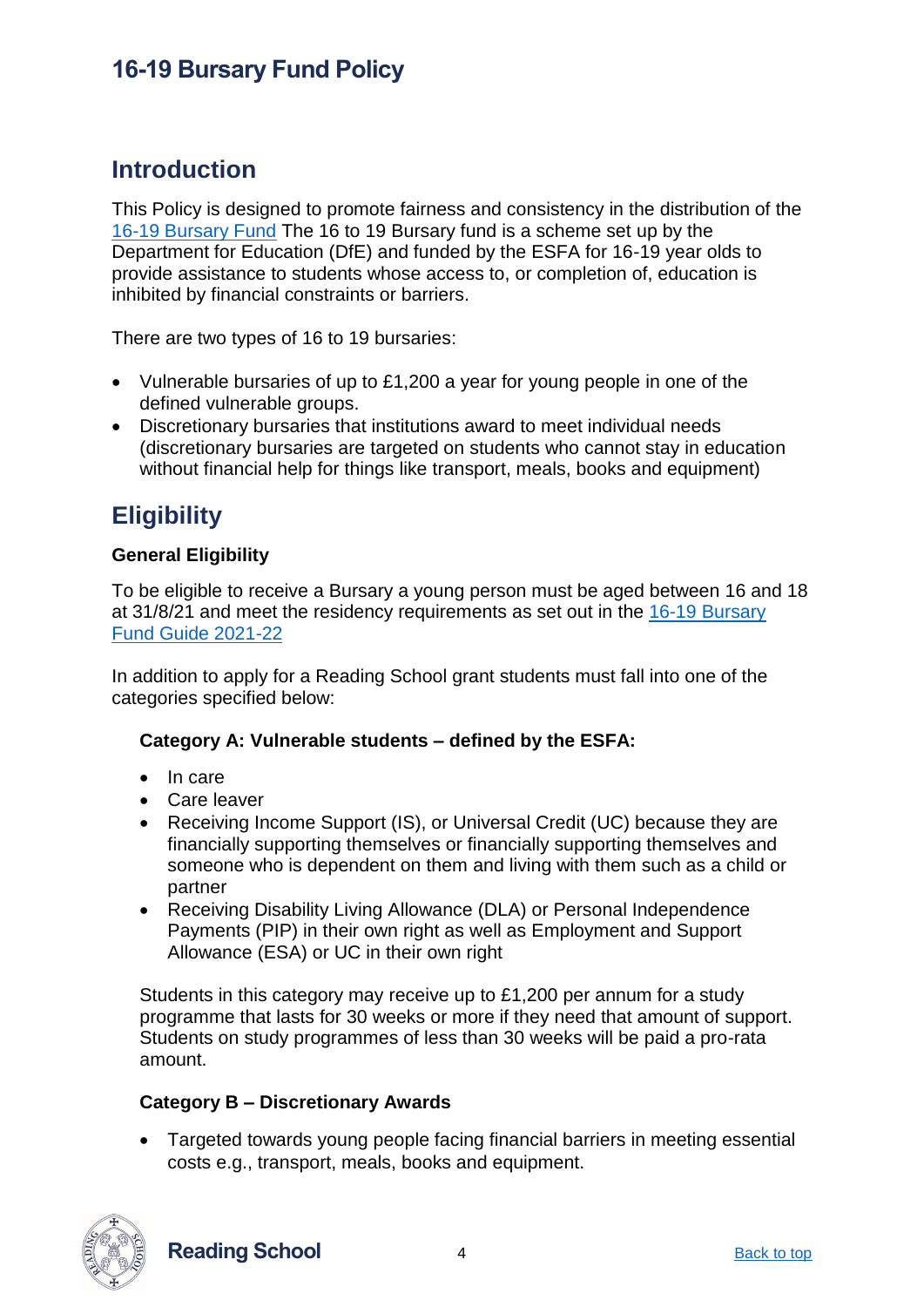# 16-19 Bursary Fund Policy

## Introduction

This Policy is designed to promote fairness and consistency in the distribution of the 16-19 Bursary Fund The 16 to 19 Bursary fund is a scheme set up by the Department for Education (DfE) and funded by the ESFA for 16-19 year olds to provide assistance to students whose access to, or completion of, education is inhibited by financial constraints or barriers.

There are two types of 16 to 19 bursaries:

- Vulnerable bursaries of up to £1,200 a year for young people in one of the defined vulnerable groups.
- Discretionary bursaries that institutions award to meet individual needs (discretionary bursaries are targeted on students who cannot stay in education without financial help for things like transport, meals, books and equipment)

## Eligibility

### General Eligibility

To be eligible to receive a Bursary a young person must be aged between 16 and 18 at 31/8/21 and meet the residency requirements as set out in the 16-19 Bursary Fund Guide 2021-22

In addition to apply for a Reading School grant students must fall into one of the categories specified below:

#### Category A: Vulnerable students – defined by the ESFA:

- In care
- Care leaver
- Receiving Income Support (IS), or Universal Credit (UC) because they are financially supporting themselves or financially supporting themselves and someone who is dependent on them and living with them such as a child or partner
- Receiving Disability Living Allowance (DLA) or Personal Independence Payments (PIP) in their own right as well as Employment and Support Allowance (ESA) or UC in their own right

Students in this category may receive up to £1,200 per annum for a study programme that lasts for 30 weeks or more if they need that amount of support. Students on study programmes of less than 30 weeks will be paid a pro-rata amount.

#### Category B – Discretionary Awards

- Targeted towards young people facing financial barriers in meeting essential costs e.g., transport, meals, books and equipment.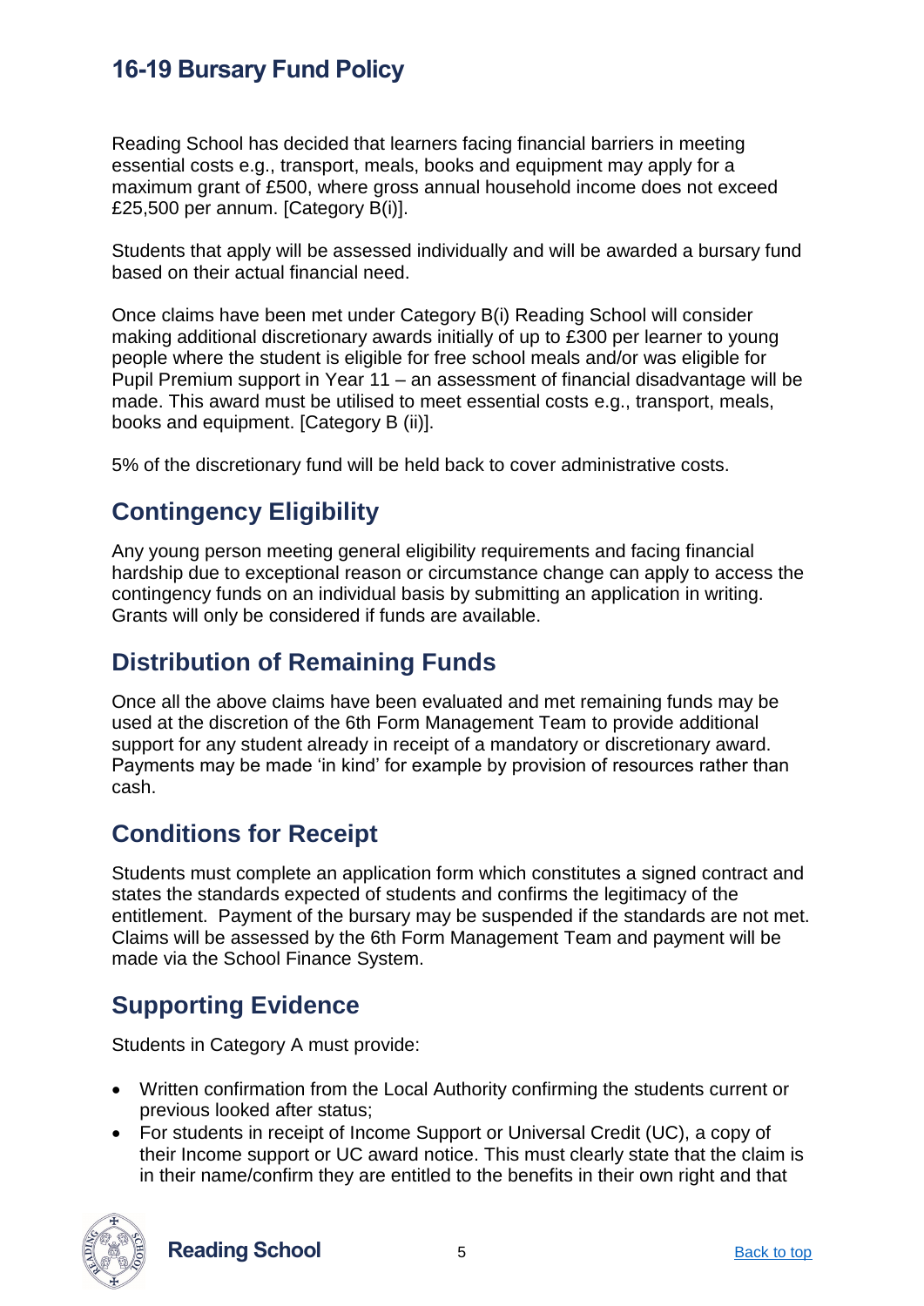## 16-19 Bursary Fund Policy

Reading School has decided that learners facing financial barriers in meeting essential costs e.g., transport, meals, books and equipment may apply for a maximum grant of £500, where gross annual household income does not exceed £25,500 per annum. [Category B(i)].

Students that apply will be assessed individually and will be awarded a bursary fund based on their actual financial need.

Once claims have been met under Category B(i) Reading School will consider making additional discretionary awards initially of up to £300 per learner to young people where the student is eligible for free school meals and/or was eligible for Pupil Premium support in Year 11 – an assessment of financial disadvantage will be made. This award must be utilised to meet essential costs e.g., transport, meals, books and equipment. [Category B (ii)].

5% of the discretionary fund will be held back to cover administrative costs.

## Contingency Eligibility

Any young person meeting general eligibility requirements and facing financial hardship due to exceptional reason or circumstance change can apply to access the contingency funds on an individual basis by submitting an application in writing. Grants will only be considered if funds are available.

## Distribution of Remaining Funds

Once all the above claims have been evaluated and met remaining funds may be used at the discretion of the 6th Form Management Team to provide additional support for any student already in receipt of a mandatory or discretionary award. Payments may be made 'in kind' for example by provision of resources rather than cash.

## Conditions for Receipt

Students must complete an application form which constitutes a signed contract and states the standards expected of students and confirms the legitimacy of the entitlement. Payment of the bursary may be suspended if the standards are not met. Claims will be assessed by the 6th Form Management Team and payment will be made via the School Finance System.

## Supporting Evidence

Students in Category A must provide:

- Written confirmation from the Local Authority confirming the students current or previous looked after status;
- For students in receipt of Income Support or Universal Credit (UC), a copy of their Income support or UC award notice. This must clearly state that the claim is in their name/confirm they are entitled to the benefits in their own right and that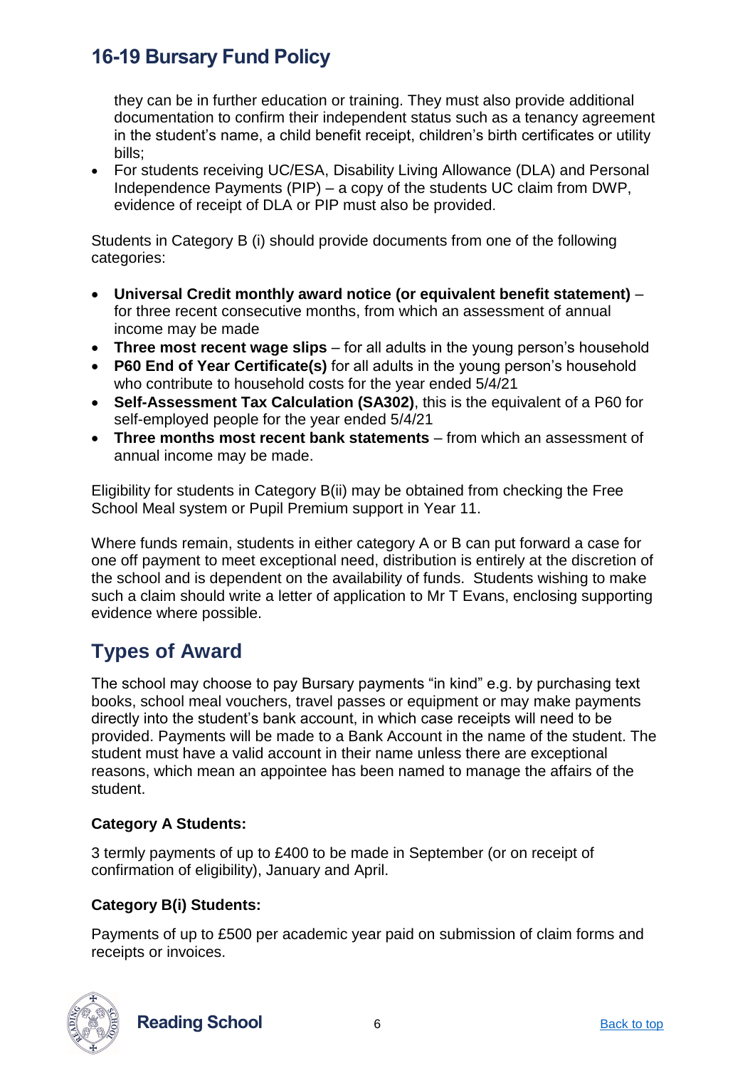- they can be in further education or training. They must also provide additional documentation to confirm their independent status such as a tenancy agreement in the student's name, a child benefit receipt, children's birth certificates or utility bills;
- For students receiving UC/ESA, Disability Living Allowance (DLA) and Personal Independence Payments (PIP) – a copy of the students UC claim from DWP, evidence of receipt of DLA or PIP must also be provided.

Students in Category B (i) should provide documents from one of the following categories:

- **Universal Credit monthly award notice (or equivalent benefit statement)** – for three recent consecutive months, from which an assessment of annual income may be made
- **Three most recent wage slips** – for all adults in the young person's household
- **P60 End of Year Certificate(s)** for all adults in the young person's household who contribute to household costs for the year ended 5/4/21
- **Self-Assessment Tax Calculation (SA302)**, this is the equivalent of a P60 for self-employed people for the year ended 5/4/21
- **Three months most recent bank statements** – from which an assessment of annual income may be made.

Eligibility for students in Category B(ii) may be obtained from checking the Free School Meal system or Pupil Premium support in Year 11.

Where funds remain, students in either category A or B can put forward a case for one off payment to meet exceptional need, distribution is entirely at the discretion of the school and is dependent on the availability of funds. Students wishing to make such a claim should write a letter of application to Mr T Evans, enclosing supporting evidence where possible.

## Types of Award

The school may choose to pay Bursary payments "in kind" e.g. by purchasing text books, school meal vouchers, travel passes or equipment or may make payments directly into the student's bank account, in which case receipts will need to be provided. Payments will be made to a Bank Account in the name of the student. The student must have a valid account in their name unless there are exceptional reasons, which mean an appointee has been named to manage the affairs of the student.

**Category A Students:**

3 termly payments of up to £400 to be made in September (or on receipt of confirmation of eligibility), January and April.

**Category B(i) Students:**

Payments of up to £500 per academic year paid on submission of claim forms and receipts or invoices.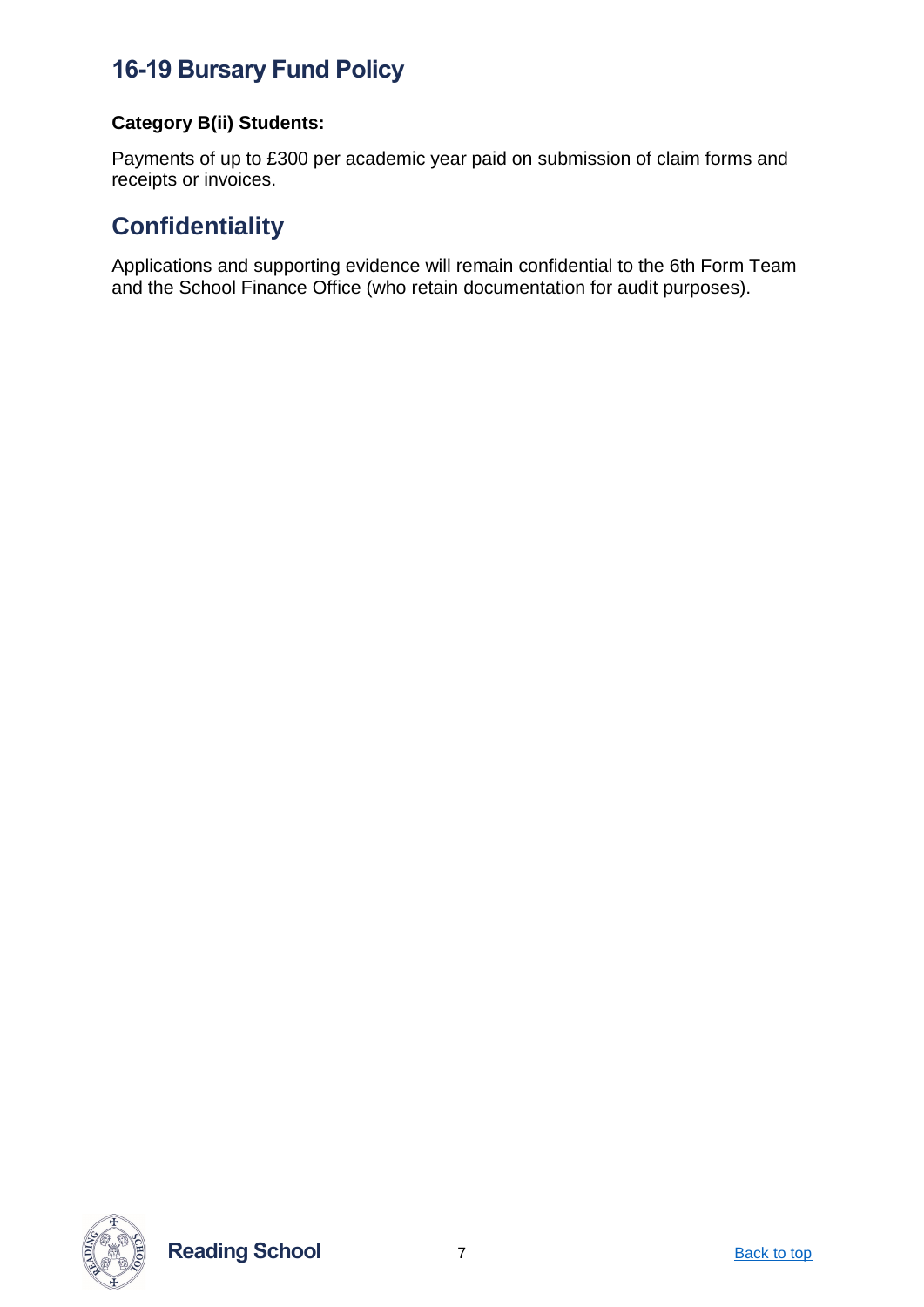## 16-19 Bursary Fund Policy

**Category B(ii) Students:**

Payments of up to £300 per academic year paid on submission of claim forms and receipts or invoices.

## Confidentiality

Applications and supporting evidence will remain confidential to the 6th Form Team and the School Finance Office (who retain documentation for audit purposes).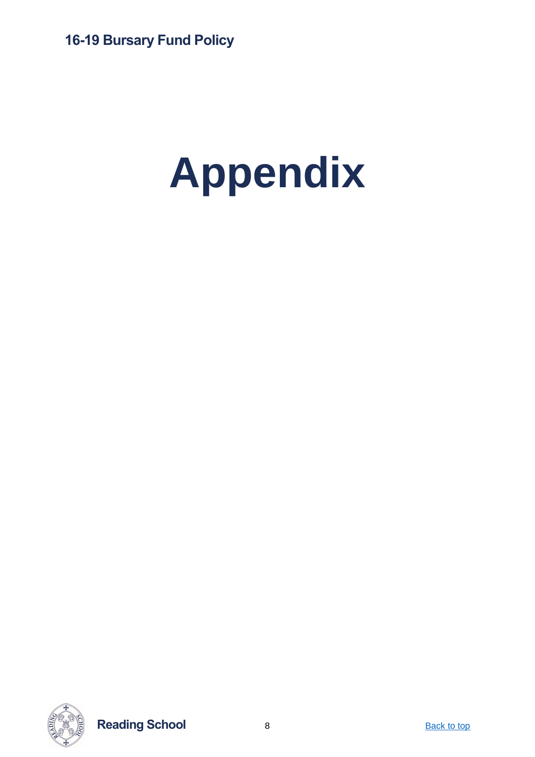# Appendix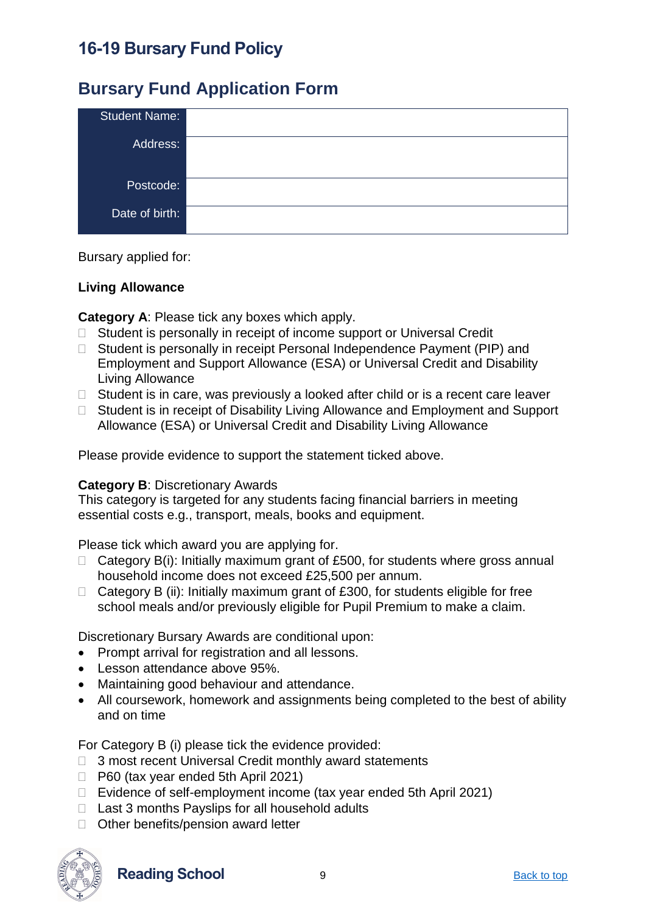# 16-19 Bursary Fund Policy

## Bursary Fund Application Form

| Student Name: | |
|---|---|
| Address: | |
| Postcode: | |
| Date of birth: | |

Bursary applied for:

**Living Allowance**

**Category A**: Please tick any boxes which apply.

- ☐ Student is personally in receipt of income support or Universal Credit
- ☐ Student is personally in receipt Personal Independence Payment (PIP) and Employment and Support Allowance (ESA) or Universal Credit and Disability Living Allowance
- ☐ Student is in care, was previously a looked after child or is a recent care leaver
- ☐ Student is in receipt of Disability Living Allowance and Employment and Support Allowance (ESA) or Universal Credit and Disability Living Allowance

Please provide evidence to support the statement ticked above.

**Category B**: Discretionary Awards
This category is targeted for any students facing financial barriers in meeting essential costs e.g., transport, meals, books and equipment.

Please tick which award you are applying for.

- ☐ Category B(i): Initially maximum grant of £500, for students where gross annual household income does not exceed £25,500 per annum.
- ☐ Category B (ii): Initially maximum grant of £300, for students eligible for free school meals and/or previously eligible for Pupil Premium to make a claim.

Discretionary Bursary Awards are conditional upon:

- Prompt arrival for registration and all lessons.
- Lesson attendance above 95%.
- Maintaining good behaviour and attendance.
- All coursework, homework and assignments being completed to the best of ability and on time

For Category B (i) please tick the evidence provided:

- ☐ 3 most recent Universal Credit monthly award statements
- ☐ P60 (tax year ended 5th April 2021)
- ☐ Evidence of self-employment income (tax year ended 5th April 2021)
- ☐ Last 3 months Payslips for all household adults
- ☐ Other benefits/pension award letter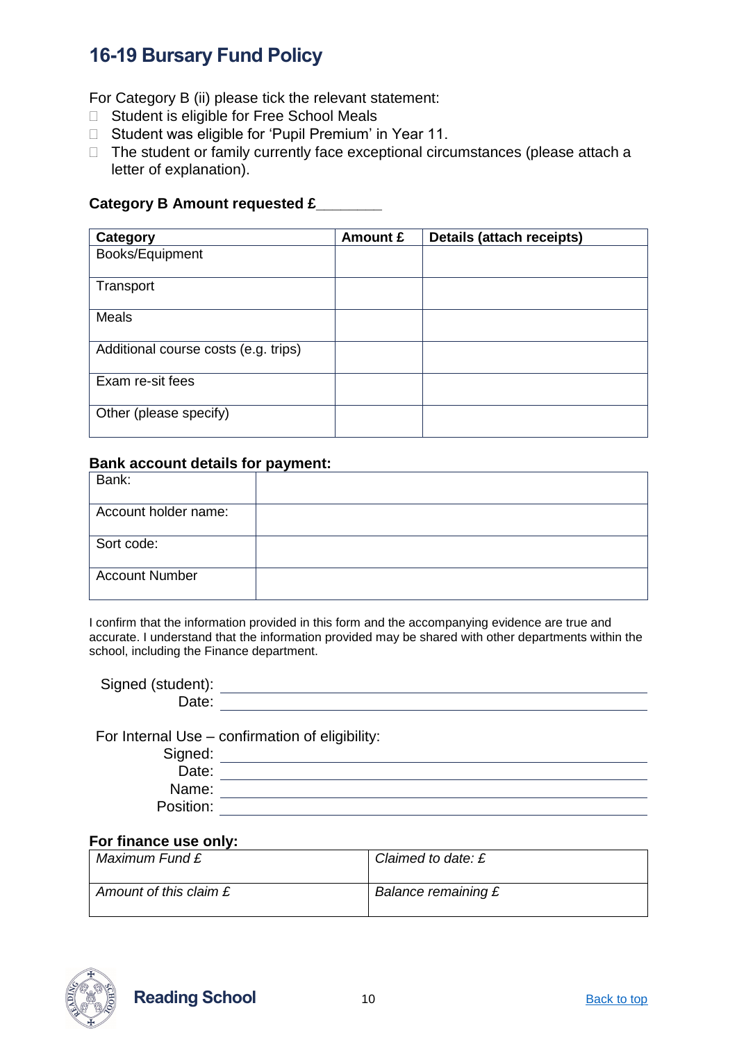# 16-19 Bursary Fund Policy

For Category B (ii) please tick the relevant statement:

- ☐ Student is eligible for Free School Meals
- ☐ Student was eligible for 'Pupil Premium' in Year 11.
- ☐ The student or family currently face exceptional circumstances (please attach a letter of explanation).

**Category B Amount requested £________**

| Category | Amount £ | Details (attach receipts) |
|---|---|---|
| Books/Equipment | | |
| Transport | | |
| Meals | | |
| Additional course costs (e.g. trips) | | |
| Exam re-sit fees | | |
| Other (please specify) | | |

**Bank account details for payment:**

| | |
|---|---|
| Bank: | |
| Account holder name: | |
| Sort code: | |
| Account Number | |

I confirm that the information provided in this form and the accompanying evidence are true and accurate. I understand that the information provided may be shared with other departments within the school, including the Finance department.

Signed (student): ______________________________

Date: ______________________________

For Internal Use – confirmation of eligibility:

Signed: ______________________________

Date: ______________________________

Name: ______________________________

Position: ______________________________

**For finance use only:**

| | |
|---|---|
| *Maximum Fund £* | *Claimed to date: £* |
| *Amount of this claim £* | *Balance remaining £* |